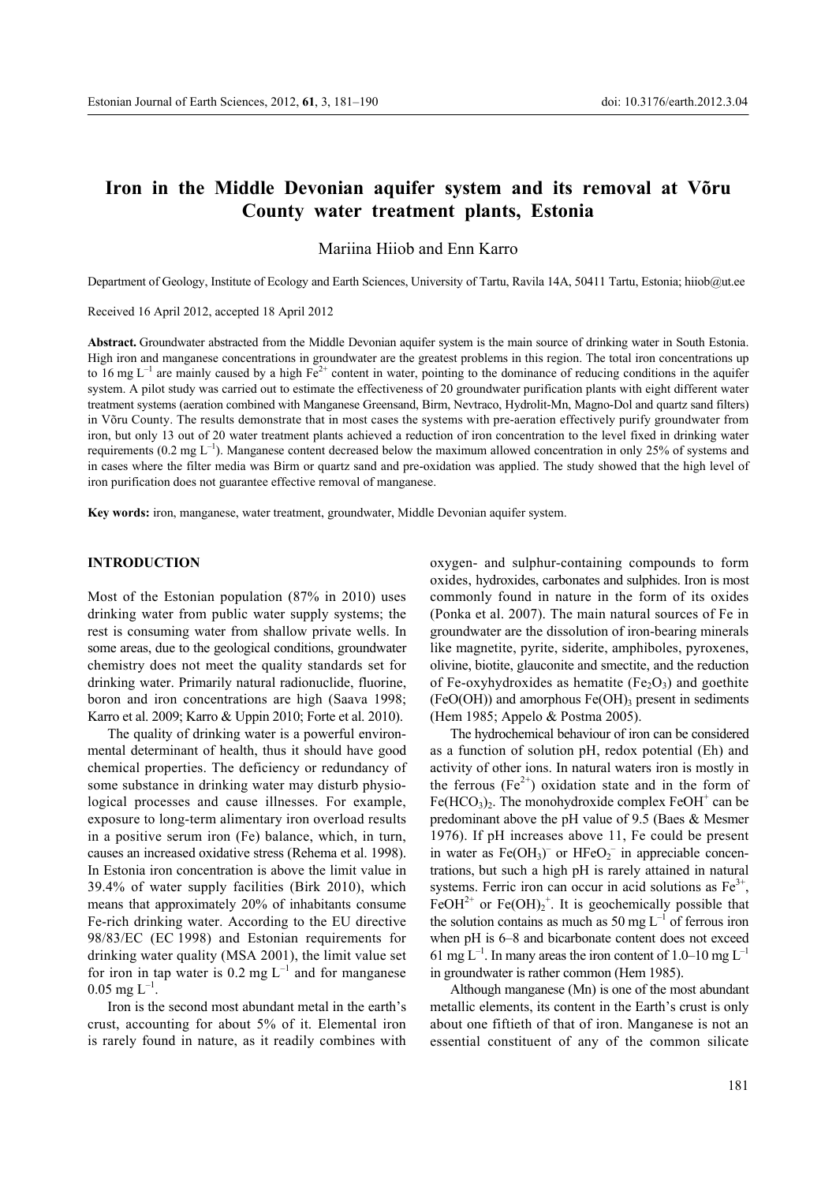# Iron in the Middle Devonian aquifer system and its removal at Võru County water treatment plants, Estonia

Mariina Hiiob and Enn Karro

Department of Geology, Institute of Ecology and Earth Sciences, University of Tartu, Ravila 14A, 50411 Tartu, Estonia; hiiob@ut.ee

Received 16 April 2012, accepted 18 April 2012

**Abstract.** Groundwater abstracted from the Middle Devonian aquifer system is the main source of drinking water in South Estonia. High iron and manganese concentrations in groundwater are the greatest problems in this region. The total iron concentrations up to 16 mg $L^{-1}$ are mainly caused by a high $Fe^{2+}$ content in water, pointing to the dominance of reducing conditions in the aquifer system. A pilot study was carried out to estimate the effectiveness of 20 groundwater purification plants with eight different water treatment systems (aeration combined with Manganese Greensand, Birm, Nevtraco, Hydrolit-Mn, Magno-Dol and quartz sand filters) in Võru County. The results demonstrate that in most cases the systems with pre-aeration effectively purify groundwater from iron, but only 13 out of 20 water treatment plants achieved a reduction of iron concentration to the level fixed in drinking water requirements (0.2 mg $L^{-1}$). Manganese content decreased below the maximum allowed concentration in only 25% of systems and in cases where the filter media was Birm or quartz sand and pre-oxidation was applied. The study showed that the high level of iron purification does not guarantee effective removal of manganese.

**Key words:** iron, manganese, water treatment, groundwater, Middle Devonian aquifer system.

## INTRODUCTION

Most of the Estonian population (87% in 2010) uses drinking water from public water supply systems; the rest is consuming water from shallow private wells. In some areas, due to the geological conditions, groundwater chemistry does not meet the quality standards set for drinking water. Primarily natural radionuclide, fluorine, boron and iron concentrations are high (Saava 1998; Karro et al. 2009; Karro & Uppin 2010; Forte et al. 2010).

The quality of drinking water is a powerful environmental determinant of health, thus it should have good chemical properties. The deficiency or redundancy of some substance in drinking water may disturb physiological processes and cause illnesses. For example, exposure to long-term alimentary iron overload results in a positive serum iron (Fe) balance, which, in turn, causes an increased oxidative stress (Rehema et al. 1998). In Estonia iron concentration is above the limit value in 39.4% of water supply facilities (Birk 2010), which means that approximately 20% of inhabitants consume Fe-rich drinking water. According to the EU directive 98/83/EC (EC 1998) and Estonian requirements for drinking water quality (MSA 2001), the limit value set for iron in tap water is 0.2 mg $L^{-1}$ and for manganese 0.05 mg $L^{-1}$.

Iron is the second most abundant metal in the earth's crust, accounting for about 5% of it. Elemental iron is rarely found in nature, as it readily combines with oxygen- and sulphur-containing compounds to form oxides, hydroxides, carbonates and sulphides. Iron is most commonly found in nature in the form of its oxides (Ponka et al. 2007). The main natural sources of Fe in groundwater are the dissolution of iron-bearing minerals like magnetite, pyrite, siderite, amphiboles, pyroxenes, olivine, biotite, glauconite and smectite, and the reduction of Fe-oxyhydroxides as hematite ($Fe_2O_3$) and goethite ($FeO(OH)$) and amorphous $Fe(OH)_3$ present in sediments (Hem 1985; Appelo & Postma 2005).

The hydrochemical behaviour of iron can be considered as a function of solution pH, redox potential (Eh) and activity of other ions. In natural waters iron is mostly in the ferrous ($Fe^{2+}$) oxidation state and in the form of $Fe(HCO_3)_2$. The monohydroxide complex $FeOH^+$ can be predominant above the pH value of 9.5 (Baes & Mesmer 1976). If pH increases above 11, Fe could be present in water as $Fe(OH_3)^-$ or $HFeO_2^-$ in appreciable concentrations, but such a high pH is rarely attained in natural systems. Ferric iron can occur in acid solutions as $Fe^{3+}$, $FeOH^{2+}$ or $Fe(OH)_2^+$. It is geochemically possible that the solution contains as much as 50 mg $L^{-1}$ of ferrous iron when pH is 6–8 and bicarbonate content does not exceed 61 mg $L^{-1}$. In many areas the iron content of 1.0–10 mg $L^{-1}$ in groundwater is rather common (Hem 1985).

Although manganese (Mn) is one of the most abundant metallic elements, its content in the Earth's crust is only about one fiftieth of that of iron. Manganese is not an essential constituent of any of the common silicate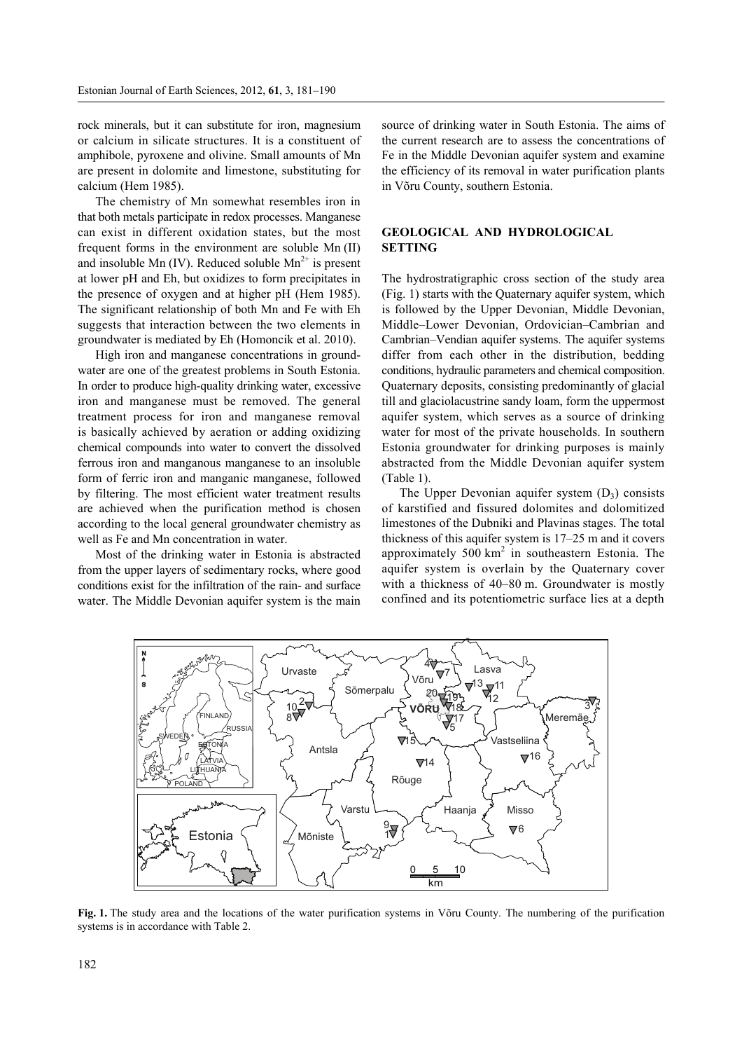rock minerals, but it can substitute for iron, magnesium or calcium in silicate structures. It is a constituent of amphibole, pyroxene and olivine. Small amounts of Mn are present in dolomite and limestone, substituting for calcium (Hem 1985).

The chemistry of Mn somewhat resembles iron in that both metals participate in redox processes. Manganese can exist in different oxidation states, but the most frequent forms in the environment are soluble Mn (II) and insoluble Mn (IV). Reduced soluble $Mn^{2+}$ is present at lower pH and Eh, but oxidizes to form precipitates in the presence of oxygen and at higher pH (Hem 1985). The significant relationship of both Mn and Fe with Eh suggests that interaction between the two elements in groundwater is mediated by Eh (Homoncik et al. 2010).

High iron and manganese concentrations in groundwater are one of the greatest problems in South Estonia. In order to produce high-quality drinking water, excessive iron and manganese must be removed. The general treatment process for iron and manganese removal is basically achieved by aeration or adding oxidizing chemical compounds into water to convert the dissolved ferrous iron and manganous manganese to an insoluble form of ferric iron and manganic manganese, followed by filtering. The most efficient water treatment results are achieved when the purification method is chosen according to the local general groundwater chemistry as well as Fe and Mn concentration in water.

Most of the drinking water in Estonia is abstracted from the upper layers of sedimentary rocks, where good conditions exist for the infiltration of the rain- and surface water. The Middle Devonian aquifer system is the main source of drinking water in South Estonia. The aims of the current research are to assess the concentrations of Fe in the Middle Devonian aquifer system and examine the efficiency of its removal in water purification plants in Võru County, southern Estonia.

## GEOLOGICAL AND HYDROLOGICAL SETTING

The hydrostratigraphic cross section of the study area (Fig. 1) starts with the Quaternary aquifer system, which is followed by the Upper Devonian, Middle Devonian, Middle–Lower Devonian, Ordovician–Cambrian and Cambrian–Vendian aquifer systems. The aquifer systems differ from each other in the distribution, bedding conditions, hydraulic parameters and chemical composition. Quaternary deposits, consisting predominantly of glacial till and glaciolacustrine sandy loam, form the uppermost aquifer system, which serves as a source of drinking water for most of the private households. In southern Estonia groundwater for drinking purposes is mainly abstracted from the Middle Devonian aquifer system (Table 1).

The Upper Devonian aquifer system ($D_3$) consists of karstified and fissured dolomites and dolomitized limestones of the Dubniki and Plavinas stages. The total thickness of this aquifer system is 17–25 m and it covers approximately 500 $km^2$ in southeastern Estonia. The aquifer system is overlain by the Quaternary cover with a thickness of 40–80 m. Groundwater is mostly confined and its potentiometric surface lies at a depth

**Fig. 1.** The study area and the locations of the water purification systems in Võru County. The numbering of the purification systems is in accordance with Table 2.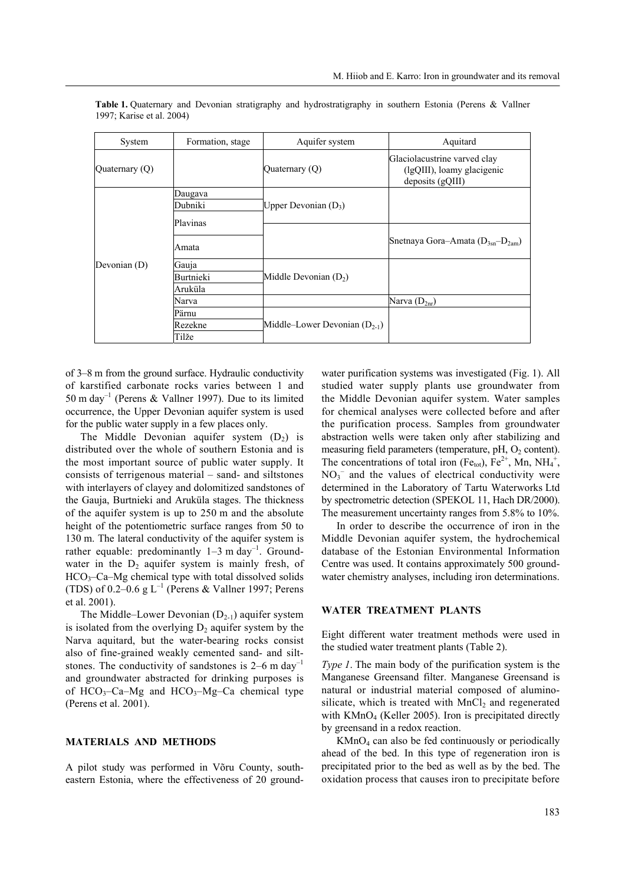**Table 1.** Quaternary and Devonian stratigraphy and hydrostratigraphy in southern Estonia (Perens & Vallner 1997; Karise et al. 2004)

| System | Formation, stage | Aquifer system | Aquitard |
|---|---|---|---|
| Quaternary (Q) | | Quaternary (Q) | Glaciolacustrine varved clay (lgQIII), loamy glacigenic deposits (gQIII) |
| Devonian (D) | Daugava | Upper Devonian ($D_3$) | |
| | Dubniki | | |
| | Plavinas | | |
| | Amata | | Snetnaya Gora–Amata ($D_{3sn}$–$D_{2am}$) |
| | Gauja | Middle Devonian ($D_2$) | |
| | Burtnieki | | |
| | Aruküla | | |
| | Narva | | Narva ($D_{2nr}$) |
| | Pärnu | Middle–Lower Devonian ($D_{2\text{-}1}$) | |
| | Rezekne | | |
| | Tilže | | |

of 3–8 m from the ground surface. Hydraulic conductivity of karstified carbonate rocks varies between 1 and 50 m day$^{-1}$ (Perens & Vallner 1997). Due to its limited occurrence, the Upper Devonian aquifer system is used for the public water supply in a few places only.

The Middle Devonian aquifer system ($D_2$) is distributed over the whole of southern Estonia and is the most important source of public water supply. It consists of terrigenous material – sand- and siltstones with interlayers of clayey and dolomitized sandstones of the Gauja, Burtnieki and Aruküla stages. The thickness of the aquifer system is up to 250 m and the absolute height of the potentiometric surface ranges from 50 to 130 m. The lateral conductivity of the aquifer system is rather equable: predominantly 1–3 m day$^{-1}$. Groundwater in the $D_2$ aquifer system is mainly fresh, of $HCO_3$–Ca–Mg chemical type with total dissolved solids (TDS) of 0.2–0.6 g L$^{-1}$ (Perens & Vallner 1997; Perens et al. 2001).

The Middle–Lower Devonian ($D_{2\text{-}1}$) aquifer system is isolated from the overlying $D_2$ aquifer system by the Narva aquitard, but the water-bearing rocks consist also of fine-grained weakly cemented sand- and siltstones. The conductivity of sandstones is 2–6 m day$^{-1}$ and groundwater abstracted for drinking purposes is of $HCO_3$–Ca–Mg and $HCO_3$–Mg–Ca chemical type (Perens et al. 2001).

## MATERIALS AND METHODS

A pilot study was performed in Võru County, south-eastern Estonia, where the effectiveness of 20 groundwater purification systems was investigated (Fig. 1). All studied water supply plants use groundwater from the Middle Devonian aquifer system. Water samples for chemical analyses were collected before and after the purification process. Samples from groundwater abstraction wells were taken only after stabilizing and measuring field parameters (temperature, pH, $O_2$ content). The concentrations of total iron ($Fe_{tot}$), $Fe^{2+}$, Mn, $NH_4^+$, $NO_3^-$ and the values of electrical conductivity were determined in the Laboratory of Tartu Waterworks Ltd by spectrometric detection (SPEKOL 11, Hach DR/2000). The measurement uncertainty ranges from 5.8% to 10%.

In order to describe the occurrence of iron in the Middle Devonian aquifer system, the hydrochemical database of the Estonian Environmental Information Centre was used. It contains approximately 500 groundwater chemistry analyses, including iron determinations.

## WATER TREATMENT PLANTS

Eight different water treatment methods were used in the studied water treatment plants (Table 2).

*Type 1*. The main body of the purification system is the Manganese Greensand filter. Manganese Greensand is natural or industrial material composed of alumino-silicate, which is treated with $MnCl_2$ and regenerated with $KMnO_4$ (Keller 2005). Iron is precipitated directly by greensand in a redox reaction.

$KMnO_4$ can also be fed continuously or periodically ahead of the bed. In this type of regeneration iron is precipitated prior to the bed as well as by the bed. The oxidation process that causes iron to precipitate before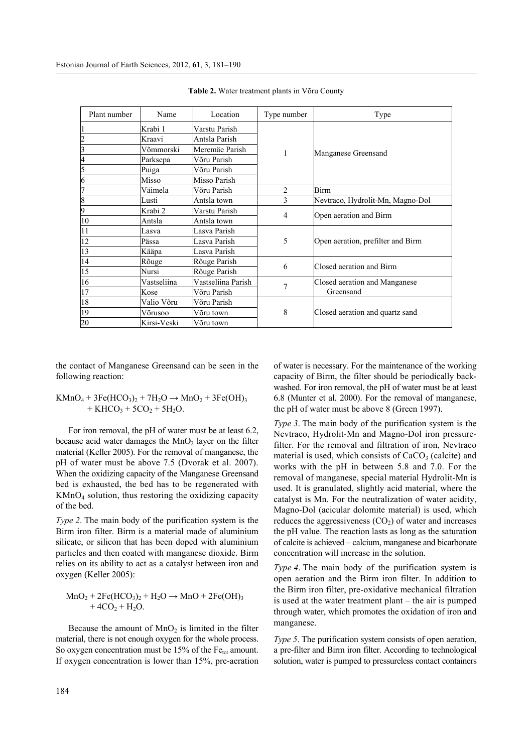**Table 2.** Water treatment plants in Võru County

| Plant number | Name | Location | Type number | Type |
|---|---|---|---|---|
| 1 | Krabi 1 | Varstu Parish | 1 | Manganese Greensand |
| 2 | Kraavi | Antsla Parish | | |
| 3 | Võmmorski | Meremäe Parish | | |
| 4 | Parksepa | Võru Parish | | |
| 5 | Puiga | Võru Parish | | |
| 6 | Misso | Misso Parish | | |
| 7 | Väimela | Võru Parish | 2 | Birm |
| 8 | Lusti | Antsla town | 3 | Nevtraco, Hydrolit-Mn, Magno-Dol |
| 9 | Krabi 2 | Varstu Parish | 4 | Open aeration and Birm |
| 10 | Antsla | Antsla town | | |
| 11 | Lasva | Lasva Parish | 5 | Open aeration, prefilter and Birm |
| 12 | Pässa | Lasva Parish | | |
| 13 | Kääpa | Lasva Parish | | |
| 14 | Rõuge | Rõuge Parish | 6 | Closed aeration and Birm |
| 15 | Nursi | Rõuge Parish | | |
| 16 | Vastseliina | Vastseliina Parish | 7 | Closed aeration and Manganese Greensand |
| 17 | Kose | Võru Parish | | |
| 18 | Valio Võru | Võru Parish | 8 | Closed aeration and quartz sand |
| 19 | Võrusoo | Võru town | | |
| 20 | Kirsi-Veski | Võru town | | |

the contact of Manganese Greensand can be seen in the following reaction:

$$KMnO_4 + 3Fe(HCO_3)_2 + 7H_2O \rightarrow MnO_2 + 3Fe(OH)_3 + KHCO_3 + 5CO_2 + 5H_2O.$$

For iron removal, the pH of water must be at least 6.2, because acid water damages the $MnO_2$ layer on the filter material (Keller 2005). For the removal of manganese, the pH of water must be above 7.5 (Dvorak et al. 2007). When the oxidizing capacity of the Manganese Greensand bed is exhausted, the bed has to be regenerated with $KMnO_4$ solution, thus restoring the oxidizing capacity of the bed.

*Type 2*. The main body of the purification system is the Birm iron filter. Birm is a material made of aluminium silicate, or silicon that has been doped with aluminium particles and then coated with manganese dioxide. Birm relies on its ability to act as a catalyst between iron and oxygen (Keller 2005):

$$MnO_2 + 2Fe(HCO_3)_2 + H_2O \rightarrow MnO + 2Fe(OH)_3 + 4CO_2 + H_2O.$$

Because the amount of $MnO_2$ is limited in the filter material, there is not enough oxygen for the whole process. So oxygen concentration must be 15% of the $Fe_{tot}$ amount. If oxygen concentration is lower than 15%, pre-aeration of water is necessary. For the maintenance of the working capacity of Birm, the filter should be periodically backwashed. For iron removal, the pH of water must be at least 6.8 (Munter et al. 2000). For the removal of manganese, the pH of water must be above 8 (Green 1997).

*Type 3*. The main body of the purification system is the Nevtraco, Hydrolit-Mn and Magno-Dol iron pressure-filter. For the removal and filtration of iron, Nevtraco material is used, which consists of $CaCO_3$ (calcite) and works with the pH in between 5.8 and 7.0. For the removal of manganese, special material Hydrolit-Mn is used. It is granulated, slightly acid material, where the catalyst is Mn. For the neutralization of water acidity, Magno-Dol (acicular dolomite material) is used, which reduces the aggressiveness ($CO_2$) of water and increases the pH value. The reaction lasts as long as the saturation of calcite is achieved – calcium, manganese and bicarbonate concentration will increase in the solution.

*Type 4*. The main body of the purification system is open aeration and the Birm iron filter. In addition to the Birm iron filter, pre-oxidative mechanical filtration is used at the water treatment plant – the air is pumped through water, which promotes the oxidation of iron and manganese.

*Type 5*. The purification system consists of open aeration, a pre-filter and Birm iron filter. According to technological solution, water is pumped to pressureless contact containers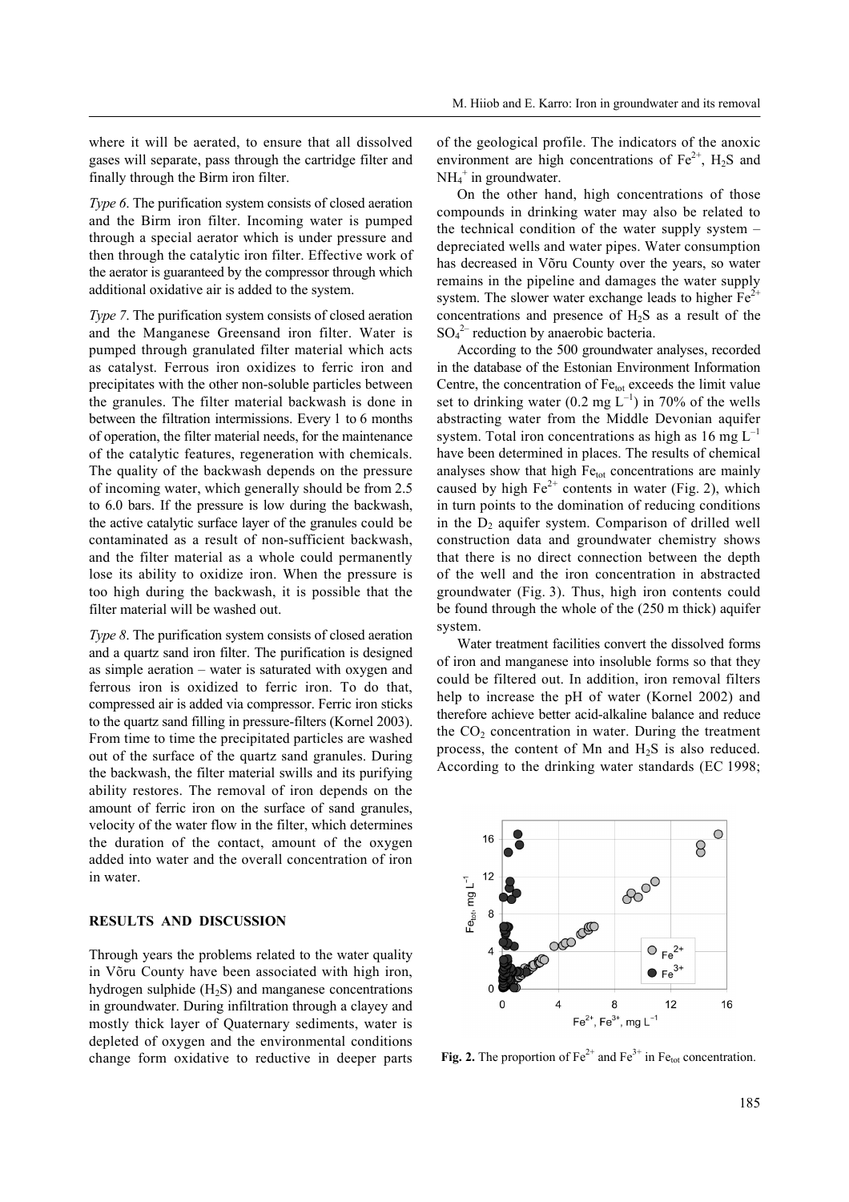where it will be aerated, to ensure that all dissolved gases will separate, pass through the cartridge filter and finally through the Birm iron filter.

*Type 6*. The purification system consists of closed aeration and the Birm iron filter. Incoming water is pumped through a special aerator which is under pressure and then through the catalytic iron filter. Effective work of the aerator is guaranteed by the compressor through which additional oxidative air is added to the system.

*Type 7*. The purification system consists of closed aeration and the Manganese Greensand iron filter. Water is pumped through granulated filter material which acts as catalyst. Ferrous iron oxidizes to ferric iron and precipitates with the other non-soluble particles between the granules. The filter material backwash is done in between the filtration intermissions. Every 1 to 6 months of operation, the filter material needs, for the maintenance of the catalytic features, regeneration with chemicals. The quality of the backwash depends on the pressure of incoming water, which generally should be from 2.5 to 6.0 bars. If the pressure is low during the backwash, the active catalytic surface layer of the granules could be contaminated as a result of non-sufficient backwash, and the filter material as a whole could permanently lose its ability to oxidize iron. When the pressure is too high during the backwash, it is possible that the filter material will be washed out.

*Type 8*. The purification system consists of closed aeration and a quartz sand iron filter. The purification is designed as simple aeration – water is saturated with oxygen and ferrous iron is oxidized to ferric iron. To do that, compressed air is added via compressor. Ferric iron sticks to the quartz sand filling in pressure-filters (Kornel 2003). From time to time the precipitated particles are washed out of the surface of the quartz sand granules. During the backwash, the filter material swills and its purifying ability restores. The removal of iron depends on the amount of ferric iron on the surface of sand granules, velocity of the water flow in the filter, which determines the duration of the contact, amount of the oxygen added into water and the overall concentration of iron in water.

## RESULTS AND DISCUSSION

Through years the problems related to the water quality in Võru County have been associated with high iron, hydrogen sulphide ($H_2S$) and manganese concentrations in groundwater. During infiltration through a clayey and mostly thick layer of Quaternary sediments, water is depleted of oxygen and the environmental conditions change form oxidative to reductive in deeper parts of the geological profile. The indicators of the anoxic environment are high concentrations of $Fe^{2+}$, $H_2S$ and $NH_4^+$ in groundwater.

On the other hand, high concentrations of those compounds in drinking water may also be related to the technical condition of the water supply system – depreciated wells and water pipes. Water consumption has decreased in Võru County over the years, so water remains in the pipeline and damages the water supply system. The slower water exchange leads to higher $Fe^{2+}$ concentrations and presence of $H_2S$ as a result of the $SO_4^{2-}$ reduction by anaerobic bacteria.

According to the 500 groundwater analyses, recorded in the database of the Estonian Environment Information Centre, the concentration of $Fe_{tot}$ exceeds the limit value set to drinking water (0.2 mg $L^{-1}$) in 70% of the wells abstracting water from the Middle Devonian aquifer system. Total iron concentrations as high as 16 mg $L^{-1}$ have been determined in places. The results of chemical analyses show that high $Fe_{tot}$ concentrations are mainly caused by high $Fe^{2+}$ contents in water (Fig. 2), which in turn points to the domination of reducing conditions in the $D_2$ aquifer system. Comparison of drilled well construction data and groundwater chemistry shows that there is no direct connection between the depth of the well and the iron concentration in abstracted groundwater (Fig. 3). Thus, high iron contents could be found through the whole of the (250 m thick) aquifer system.

Water treatment facilities convert the dissolved forms of iron and manganese into insoluble forms so that they could be filtered out. In addition, iron removal filters help to increase the pH of water (Kornel 2002) and therefore achieve better acid-alkaline balance and reduce the $CO_2$ concentration in water. During the treatment process, the content of Mn and $H_2S$ is also reduced. According to the drinking water standards (EC 1998;

$Fe_{tot}$, mg $L^{-1}$
16
12
8
4
0
0 4 8 12 16
$Fe^{2+}$, $Fe^{3+}$, mg $L^{-1}$
$Fe^{2+}$
$Fe^{3+}$

**Fig. 2.** The proportion of $Fe^{2+}$ and $Fe^{3+}$ in $Fe_{tot}$ concentration.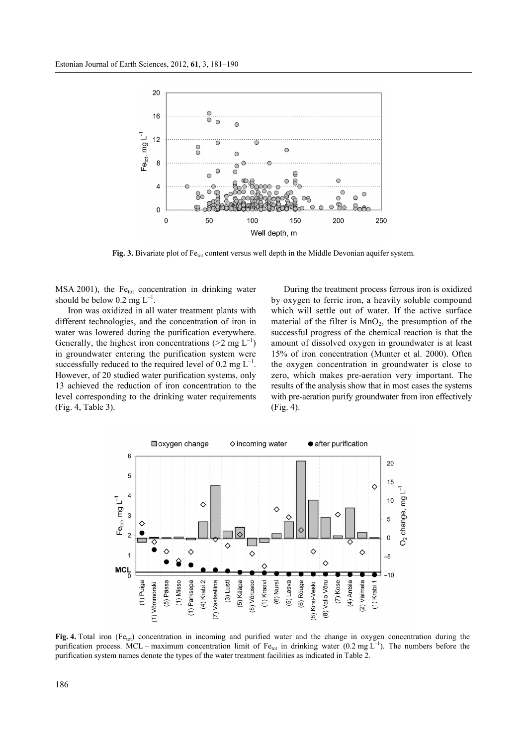**Fig. 3.** Bivariate plot of $Fe_{tot}$ content versus well depth in the Middle Devonian aquifer system.

MSA 2001), the $Fe_{tot}$ concentration in drinking water should be below 0.2 mg $L^{-1}$.

Iron was oxidized in all water treatment plants with different technologies, and the concentration of iron in water was lowered during the purification everywhere. Generally, the highest iron concentrations (>2 mg $L^{-1}$) in groundwater entering the purification system were successfully reduced to the required level of 0.2 mg $L^{-1}$. However, of 20 studied water purification systems, only 13 achieved the reduction of iron concentration to the level corresponding to the drinking water requirements (Fig. 4, Table 3).

During the treatment process ferrous iron is oxidized by oxygen to ferric iron, a heavily soluble compound which will settle out of water. If the active surface material of the filter is $MnO_2$, the presumption of the successful progress of the chemical reaction is that the amount of dissolved oxygen in groundwater is at least 15% of iron concentration (Munter et al. 2000). Often the oxygen concentration in groundwater is close to zero, which makes pre-aeration very important. The results of the analysis show that in most cases the systems with pre-aeration purify groundwater from iron effectively (Fig. 4).

**Fig. 4.** Total iron ($Fe_{tot}$) concentration in incoming and purified water and the change in oxygen concentration during the purification process. MCL – maximum concentration limit of $Fe_{tot}$ in drinking water (0.2 mg $L^{-1}$). The numbers before the purification system names denote the types of the water treatment facilities as indicated in Table 2.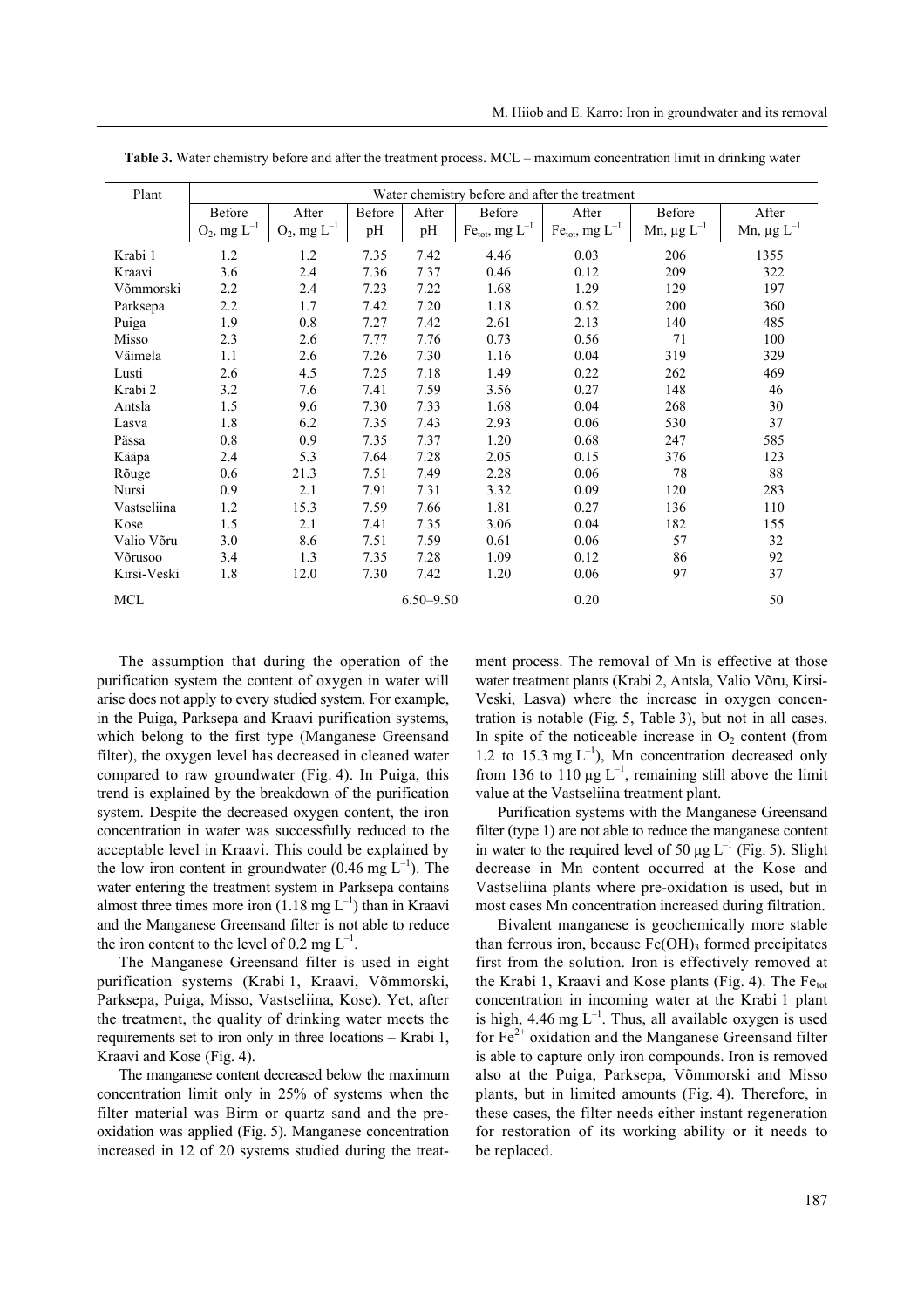**Table 3.** Water chemistry before and after the treatment process. MCL – maximum concentration limit in drinking water

| Plant | Water chemistry before and after the treatment | | | | | | | |
|---|---|---|---|---|---|---|---|---|
| | Before | After | Before | After | Before | After | Before | After |
| | $O_2$, mg $L^{-1}$ | $O_2$, mg $L^{-1}$ | pH | pH | $Fe_{tot}$, mg $L^{-1}$ | $Fe_{tot}$, mg $L^{-1}$ | Mn, µg $L^{-1}$ | Mn, µg $L^{-1}$ |
| Krabi 1 | 1.2 | 1.2 | 7.35 | 7.42 | 4.46 | 0.03 | 206 | 1355 |
| Kraavi | 3.6 | 2.4 | 7.36 | 7.37 | 0.46 | 0.12 | 209 | 322 |
| Võmmorski | 2.2 | 2.4 | 7.23 | 7.22 | 1.68 | 1.29 | 129 | 197 |
| Parksepa | 2.2 | 1.7 | 7.42 | 7.20 | 1.18 | 0.52 | 200 | 360 |
| Puiga | 1.9 | 0.8 | 7.27 | 7.42 | 2.61 | 2.13 | 140 | 485 |
| Misso | 2.3 | 2.6 | 7.77 | 7.76 | 0.73 | 0.56 | 71 | 100 |
| Väimela | 1.1 | 2.6 | 7.26 | 7.30 | 1.16 | 0.04 | 319 | 329 |
| Lusti | 2.6 | 4.5 | 7.25 | 7.18 | 1.49 | 0.22 | 262 | 469 |
| Krabi 2 | 3.2 | 7.6 | 7.41 | 7.59 | 3.56 | 0.27 | 148 | 46 |
| Antsla | 1.5 | 9.6 | 7.30 | 7.33 | 1.68 | 0.04 | 268 | 30 |
| Lasva | 1.8 | 6.2 | 7.35 | 7.43 | 2.93 | 0.06 | 530 | 37 |
| Pässa | 0.8 | 0.9 | 7.35 | 7.37 | 1.20 | 0.68 | 247 | 585 |
| Kääpa | 2.4 | 5.3 | 7.64 | 7.28 | 2.05 | 0.15 | 376 | 123 |
| Rõuge | 0.6 | 21.3 | 7.51 | 7.49 | 2.28 | 0.06 | 78 | 88 |
| Nursi | 0.9 | 2.1 | 7.91 | 7.31 | 3.32 | 0.09 | 120 | 283 |
| Vastseliina | 1.2 | 15.3 | 7.59 | 7.66 | 1.81 | 0.27 | 136 | 110 |
| Kose | 1.5 | 2.1 | 7.41 | 7.35 | 3.06 | 0.04 | 182 | 155 |
| Valio Võru | 3.0 | 8.6 | 7.51 | 7.59 | 0.61 | 0.06 | 57 | 32 |
| Võrusoo | 3.4 | 1.3 | 7.35 | 7.28 | 1.09 | 0.12 | 86 | 92 |
| Kirsi-Veski | 1.8 | 12.0 | 7.30 | 7.42 | 1.20 | 0.06 | 97 | 37 |
| MCL | | | 6.50–9.50 | | | 0.20 | | 50 |

The assumption that during the operation of the purification system the content of oxygen in water will arise does not apply to every studied system. For example, in the Puiga, Parksepa and Kraavi purification systems, which belong to the first type (Manganese Greensand filter), the oxygen level has decreased in cleaned water compared to raw groundwater (Fig. 4). In Puiga, this trend is explained by the breakdown of the purification system. Despite the decreased oxygen content, the iron concentration in water was successfully reduced to the acceptable level in Kraavi. This could be explained by the low iron content in groundwater (0.46 mg $L^{-1}$). The water entering the treatment system in Parksepa contains almost three times more iron (1.18 mg $L^{-1}$) than in Kraavi and the Manganese Greensand filter is not able to reduce the iron content to the level of 0.2 mg $L^{-1}$.

The Manganese Greensand filter is used in eight purification systems (Krabi 1, Kraavi, Võmmorski, Parksepa, Puiga, Misso, Vastseliina, Kose). Yet, after the treatment, the quality of drinking water meets the requirements set to iron only in three locations – Krabi 1, Kraavi and Kose (Fig. 4).

The manganese content decreased below the maximum concentration limit only in 25% of systems when the filter material was Birm or quartz sand and the pre-oxidation was applied (Fig. 5). Manganese concentration increased in 12 of 20 systems studied during the treatment process. The removal of Mn is effective at those water treatment plants (Krabi 2, Antsla, Valio Võru, Kirsi-Veski, Lasva) where the increase in oxygen concentration is notable (Fig. 5, Table 3), but not in all cases. In spite of the noticeable increase in $O_2$ content (from 1.2 to 15.3 mg $L^{-1}$), Mn concentration decreased only from 136 to 110 µg $L^{-1}$, remaining still above the limit value at the Vastseliina treatment plant.

Purification systems with the Manganese Greensand filter (type 1) are not able to reduce the manganese content in water to the required level of 50 µg $L^{-1}$ (Fig. 5). Slight decrease in Mn content occurred at the Kose and Vastseliina plants where pre-oxidation is used, but in most cases Mn concentration increased during filtration.

Bivalent manganese is geochemically more stable than ferrous iron, because $Fe(OH)_3$ formed precipitates first from the solution. Iron is effectively removed at the Krabi 1, Kraavi and Kose plants (Fig. 4). The $Fe_{tot}$ concentration in incoming water at the Krabi 1 plant is high, 4.46 mg $L^{-1}$. Thus, all available oxygen is used for $Fe^{2+}$ oxidation and the Manganese Greensand filter is able to capture only iron compounds. Iron is removed also at the Puiga, Parksepa, Võmmorski and Misso plants, but in limited amounts (Fig. 4). Therefore, in these cases, the filter needs either instant regeneration for restoration of its working ability or it needs to be replaced.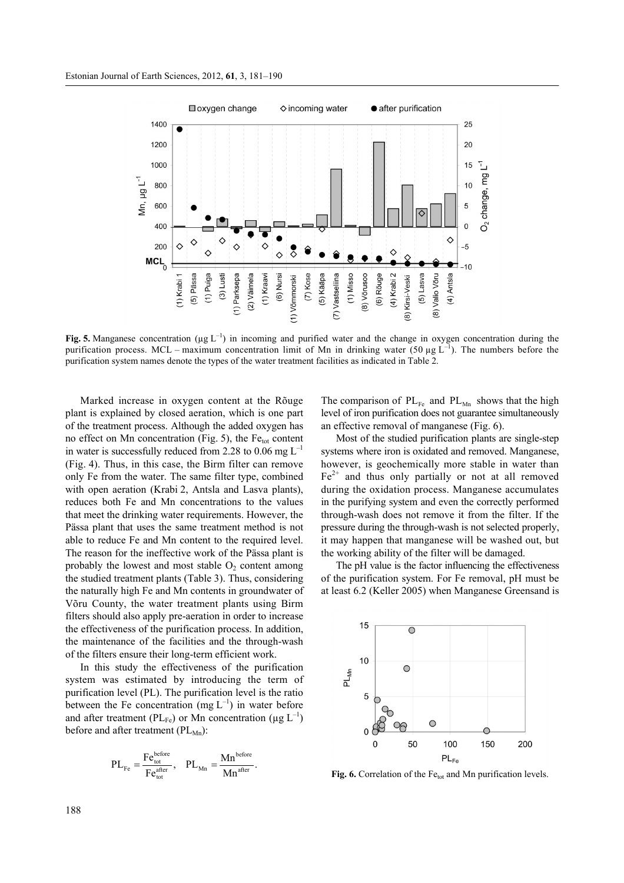**Fig. 5.** Manganese concentration (µg $L^{-1}$) in incoming and purified water and the change in oxygen concentration during the purification process. MCL – maximum concentration limit of Mn in drinking water (50 µg $L^{-1}$). The numbers before the purification system names denote the types of the water treatment facilities as indicated in Table 2.

Marked increase in oxygen content at the Rõuge plant is explained by closed aeration, which is one part of the treatment process. Although the added oxygen has no effect on Mn concentration (Fig. 5), the $Fe_{tot}$ content in water is successfully reduced from 2.28 to 0.06 mg $L^{-1}$ (Fig. 4). Thus, in this case, the Birm filter can remove only Fe from the water. The same filter type, combined with open aeration (Krabi 2, Antsla and Lasva plants), reduces both Fe and Mn concentrations to the values that meet the drinking water requirements. However, the Pässa plant that uses the same treatment method is not able to reduce Fe and Mn content to the required level. The reason for the ineffective work of the Pässa plant is probably the lowest and most stable $O_2$ content among the studied treatment plants (Table 3). Thus, considering the naturally high Fe and Mn contents in groundwater of Võru County, the water treatment plants using Birm filters should also apply pre-aeration in order to increase the effectiveness of the purification process. In addition, the maintenance of the facilities and the through-wash of the filters ensure their long-term efficient work.

In this study the effectiveness of the purification system was estimated by introducing the term of purification level (PL). The purification level is the ratio between the Fe concentration (mg $L^{-1}$) in water before and after treatment ($PL_{Fe}$) or Mn concentration (µg $L^{-1}$) before and after treatment ($PL_{Mn}$):

$$PL_{Fe} = \frac{Fe_{tot}^{before}}{Fe_{tot}^{after}}, \quad PL_{Mn} = \frac{Mn^{before}}{Mn^{after}}.$$

The comparison of $PL_{Fe}$ and $PL_{Mn}$ shows that the high level of iron purification does not guarantee simultaneously an effective removal of manganese (Fig. 6).

Most of the studied purification plants are single-step systems where iron is oxidated and removed. Manganese, however, is geochemically more stable in water than $Fe^{2+}$ and thus only partially or not at all removed during the oxidation process. Manganese accumulates in the purifying system and even the correctly performed through-wash does not remove it from the filter. If the pressure during the through-wash is not selected properly, it may happen that manganese will be washed out, but the working ability of the filter will be damaged.

The pH value is the factor influencing the effectiveness of the purification system. For Fe removal, pH must be at least 6.2 (Keller 2005) when Manganese Greensand is

**Fig. 6.** Correlation of the $Fe_{tot}$ and Mn purification levels.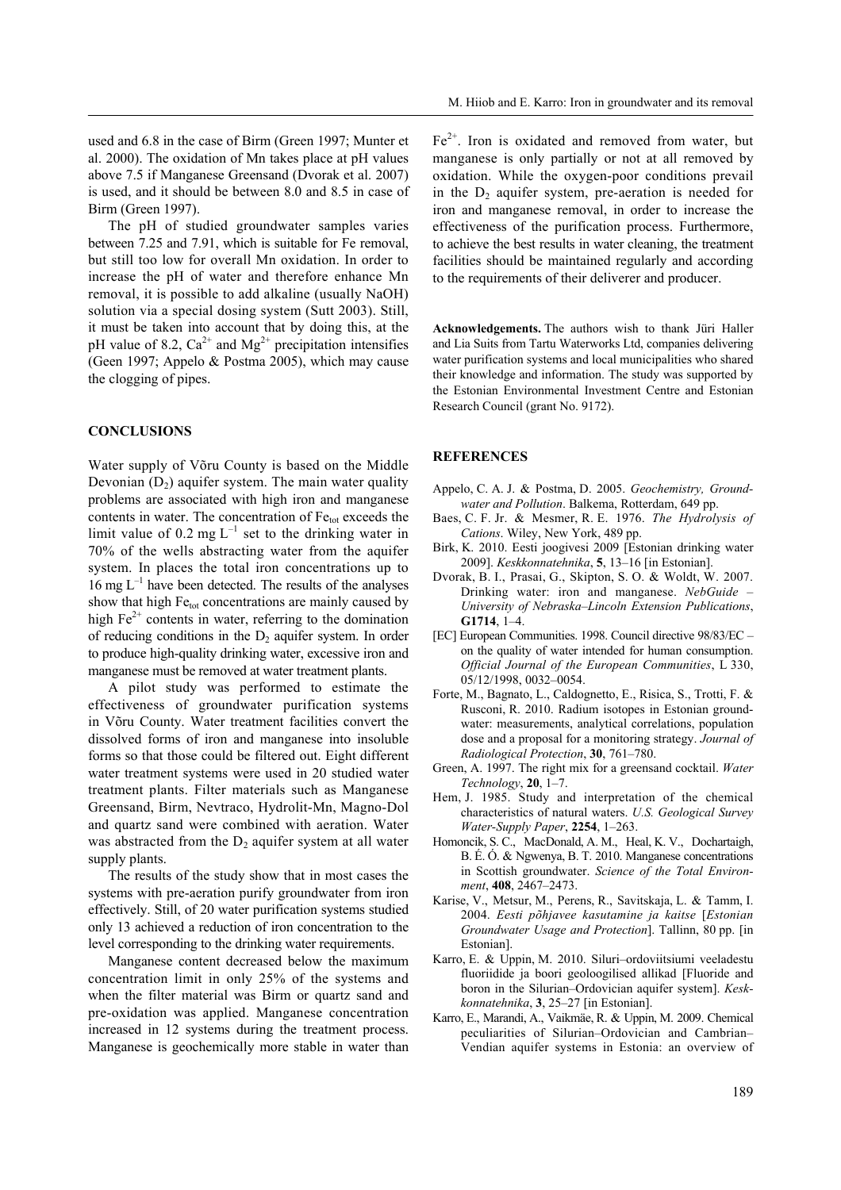used and 6.8 in the case of Birm (Green 1997; Munter et al. 2000). The oxidation of Mn takes place at pH values above 7.5 if Manganese Greensand (Dvorak et al. 2007) is used, and it should be between 8.0 and 8.5 in case of Birm (Green 1997).

The pH of studied groundwater samples varies between 7.25 and 7.91, which is suitable for Fe removal, but still too low for overall Mn oxidation. In order to increase the pH of water and therefore enhance Mn removal, it is possible to add alkaline (usually NaOH) solution via a special dosing system (Sutt 2003). Still, it must be taken into account that by doing this, at the pH value of 8.2, $Ca^{2+}$ and $Mg^{2+}$ precipitation intensifies (Geen 1997; Appelo & Postma 2005), which may cause the clogging of pipes.

## CONCLUSIONS

Water supply of Võru County is based on the Middle Devonian ($D_2$) aquifer system. The main water quality problems are associated with high iron and manganese contents in water. The concentration of $Fe_{tot}$ exceeds the limit value of 0.2 mg $L^{-1}$ set to the drinking water in 70% of the wells abstracting water from the aquifer system. In places the total iron concentrations up to 16 mg $L^{-1}$ have been detected. The results of the analyses show that high $Fe_{tot}$ concentrations are mainly caused by high $Fe^{2+}$ contents in water, referring to the domination of reducing conditions in the $D_2$ aquifer system. In order to produce high-quality drinking water, excessive iron and manganese must be removed at water treatment plants.

A pilot study was performed to estimate the effectiveness of groundwater purification systems in Võru County. Water treatment facilities convert the dissolved forms of iron and manganese into insoluble forms so that those could be filtered out. Eight different water treatment systems were used in 20 studied water treatment plants. Filter materials such as Manganese Greensand, Birm, Nevtraco, Hydrolit-Mn, Magno-Dol and quartz sand were combined with aeration. Water was abstracted from the $D_2$ aquifer system at all water supply plants.

The results of the study show that in most cases the systems with pre-aeration purify groundwater from iron effectively. Still, of 20 water purification systems studied only 13 achieved a reduction of iron concentration to the level corresponding to the drinking water requirements.

Manganese content decreased below the maximum concentration limit in only 25% of the systems and when the filter material was Birm or quartz sand and pre-oxidation was applied. Manganese concentration increased in 12 systems during the treatment process. Manganese is geochemically more stable in water than $Fe^{2+}$. Iron is oxidated and removed from water, but manganese is only partially or not at all removed by oxidation. While the oxygen-poor conditions prevail in the $D_2$ aquifer system, pre-aeration is needed for iron and manganese removal, in order to increase the effectiveness of the purification process. Furthermore, to achieve the best results in water cleaning, the treatment facilities should be maintained regularly and according to the requirements of their deliverer and producer.

**Acknowledgements.** The authors wish to thank Jüri Haller and Lia Suits from Tartu Waterworks Ltd, companies delivering water purification systems and local municipalities who shared their knowledge and information. The study was supported by the Estonian Environmental Investment Centre and Estonian Research Council (grant No. 9172).

## REFERENCES

Appelo, C. A. J. & Postma, D. 2005. *Geochemistry, Groundwater and Pollution*. Balkema, Rotterdam, 649 pp.

Baes, C. F. Jr. & Mesmer, R. E. 1976. *The Hydrolysis of Cations*. Wiley, New York, 489 pp.

Birk, K. 2010. Eesti joogivesi 2009 [Estonian drinking water 2009]. *Keskkonnatehnika*, **5**, 13–16 [in Estonian].

Dvorak, B. I., Prasai, G., Skipton, S. O. & Woldt, W. 2007. Drinking water: iron and manganese. *NebGuide – University of Nebraska–Lincoln Extension Publications*, **G1714**, 1–4.

[EC] European Communities. 1998. Council directive 98/83/EC – on the quality of water intended for human consumption. *Official Journal of the European Communities*, L 330, 05/12/1998, 0032–0054.

Forte, M., Bagnato, L., Caldognetto, E., Risica, S., Trotti, F. & Rusconi, R. 2010. Radium isotopes in Estonian groundwater: measurements, analytical correlations, population dose and a proposal for a monitoring strategy. *Journal of Radiological Protection*, **30**, 761–780.

Green, A. 1997. The right mix for a greensand cocktail. *Water Technology*, **20**, 1–7.

Hem, J. 1985. Study and interpretation of the chemical characteristics of natural waters. *U.S. Geological Survey Water-Supply Paper*, **2254**, 1–263.

Homoncik, S. C., MacDonald, A. M., Heal, K. V., Dochartaigh, B. É. Ó. & Ngwenya, B. T. 2010. Manganese concentrations in Scottish groundwater. *Science of the Total Environment*, **408**, 2467–2473.

Karise, V., Metsur, M., Perens, R., Savitskaja, L. & Tamm, I. 2004. *Eesti põhjavee kasutamine ja kaitse* [*Estonian Groundwater Usage and Protection*]. Tallinn, 80 pp. [in Estonian].

Karro, E. & Uppin, M. 2010. Siluri–ordoviitsiumi veeladestu fluoriidide ja boori geoloogilised allikad [Fluoride and boron in the Silurian–Ordovician aquifer system]. *Keskkonnatehnika*, **3**, 25–27 [in Estonian].

Karro, E., Marandi, A., Vaikmäe, R. & Uppin, M. 2009. Chemical peculiarities of Silurian–Ordovician and Cambrian–Vendian aquifer systems in Estonia: an overview of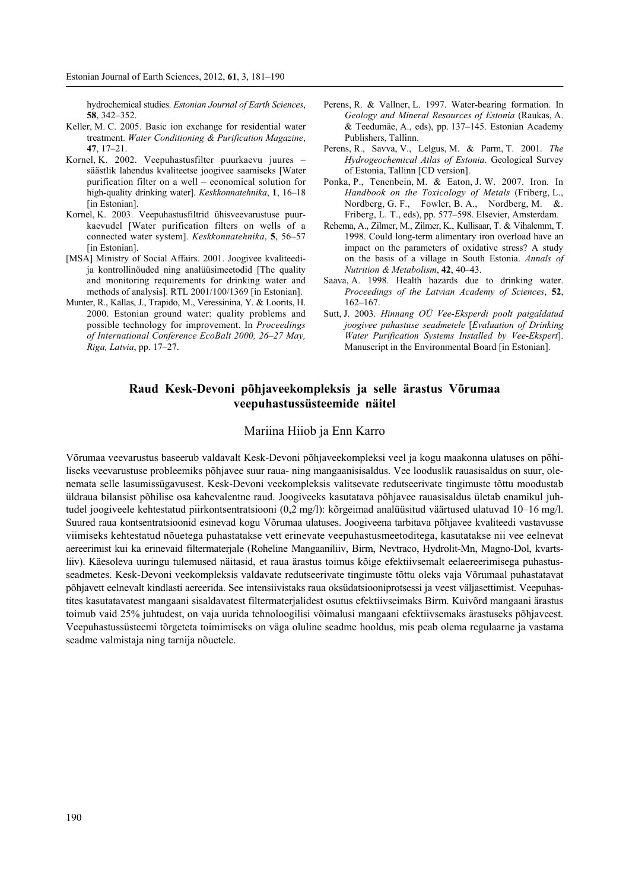hydrochemical studies. *Estonian Journal of Earth Sciences*, **58**, 342–352.

Keller, M. C. 2005. Basic ion exchange for residential water treatment. *Water Conditioning & Purification Magazine*, **47**, 17–21.

Kornel, K. 2002. Veepuhastusfilter puurkaevu juures – säästlik lahendus kvaliteetse joogivee saamiseks [Water purification filter on a well – economical solution for high-quality drinking water]. *Keskkonnatehnika*, **1**, 16–18 [in Estonian].

Kornel, K. 2003. Veepuhastusfiltrid ühisveevarustuse puurkaevudel [Water purification filters on wells of a connected water system]. *Keskkonnatehnika*, **5**, 56–57 [in Estonian].

[MSA] Ministry of Social Affairs. 2001. Joogivee kvaliteedi- ja kontrollinõuded ning analüüsimeetodid [The quality and monitoring requirements for drinking water and methods of analysis]. RTL 2001/100/1369 [in Estonian].

Munter, R., Kallas, J., Trapido, M., Veressinina, Y. & Loorits, H. 2000. Estonian ground water: quality problems and possible technology for improvement. In *Proceedings of International Conference EcoBalt 2000, 26–27 May, Riga, Latvia*, pp. 17–27.

Perens, R. & Vallner, L. 1997. Water-bearing formation. In *Geology and Mineral Resources of Estonia* (Raukas, A. & Teedumäe, A., eds), pp. 137–145. Estonian Academy Publishers, Tallinn.

Perens, R., Savva, V., Lelgus, M. & Parm, T. 2001. *The Hydrogeochemical Atlas of Estonia*. Geological Survey of Estonia, Tallinn [CD version].

Ponka, P., Tenenbein, M. & Eaton, J. W. 2007. Iron. In *Handbook on the Toxicology of Metals* (Friberg, L., Nordberg, G. F., Fowler, B. A., Nordberg, M. &. Friberg, L. T., eds), pp. 577–598. Elsevier, Amsterdam.

Rehema, A., Zilmer, M., Zilmer, K., Kullisaar, T. & Vihalemm, T. 1998. Could long-term alimentary iron overload have an impact on the parameters of oxidative stress? A study on the basis of a village in South Estonia. *Annals of Nutrition & Metabolism*, **42**, 40–43.

Saava, A. 1998. Health hazards due to drinking water. *Proceedings of the Latvian Academy of Sciences*, **52**, 162–167.

Sutt, J. 2003. *Hinnang OÜ Vee-Eksperdi poolt paigaldatud joogivee puhastuse seadmetele* [*Evaluation of Drinking Water Purification Systems Installed by Vee-Ekspert*]. Manuscript in the Environmental Board [in Estonian].

## Raud Kesk-Devoni põhjaveekompleksis ja selle ärastus Võrumaa veepuhastussüsteemide näitel

Mariina Hiiob ja Enn Karro

Võrumaa veevarustus baseerub valdavalt Kesk-Devoni põhjaveekompleksi veel ja kogu maakonna ulatuses on põhiliseks veevarustuse probleemiks põhjavee suur raua- ning mangaanisisaldus. Vee looduslik rauasisaldus on suur, olenemata selle lasumissügavusest. Kesk-Devoni veekompleksis valitsevate redutseerivate tingimuste tõttu moodustab üldraua bilansist põhilise osa kahevalentne raud. Joogiveeks kasutatava põhjavee rauasisaldus ületab enamikul juhtudel joogiveele kehtestatud piirkontsentratsiooni (0,2 mg/l): kõrgeimad analüüsitud väärtused ulatuvad 10–16 mg/l. Suured raua kontsentratsioonid esinevad kogu Võrumaa ulatuses. Joogiveena tarbitava põhjavee kvaliteedi vastavusse viimiseks kehtestatud nõuetega puhastatakse vett erinevate veepuhastusmeetoditega, kasutatakse nii vee eelnevat aereerimist kui ka erinevaid filtermaterjale (Roheline Mangaaniliiv, Birm, Nevtraco, Hydrolit-Mn, Magno-Dol, kvartsliiv). Käesoleva uuringu tulemused näitasid, et raua ärastus toimus kõige efektiivsemalt eelaereerimisega puhastusseadmetes. Kesk-Devoni veekompleksis valdavate redutseerivate tingimuste tõttu oleks vaja Võrumaal puhastatavat põhjavett eelnevalt kindlasti aereerida. See intensiivistaks raua oksüdatsiooniprotsessi ja veest väljasettimist. Veepuhastites kasutatavatest mangaani sisaldavatest filtermaterjalidest osutus efektiivseimaks Birm. Kuivõrd mangaani ärastus toimub vaid 25% juhtudest, on vaja uurida tehnoloogilisi võimalusi mangaani efektiivsemaks ärastuseks põhjaveest. Veepuhastussüsteemi tõrgeteta toimimiseks on väga oluline seadme hooldus, mis peab olema regulaarne ja vastama seadme valmistaja ning tarnija nõuetele.